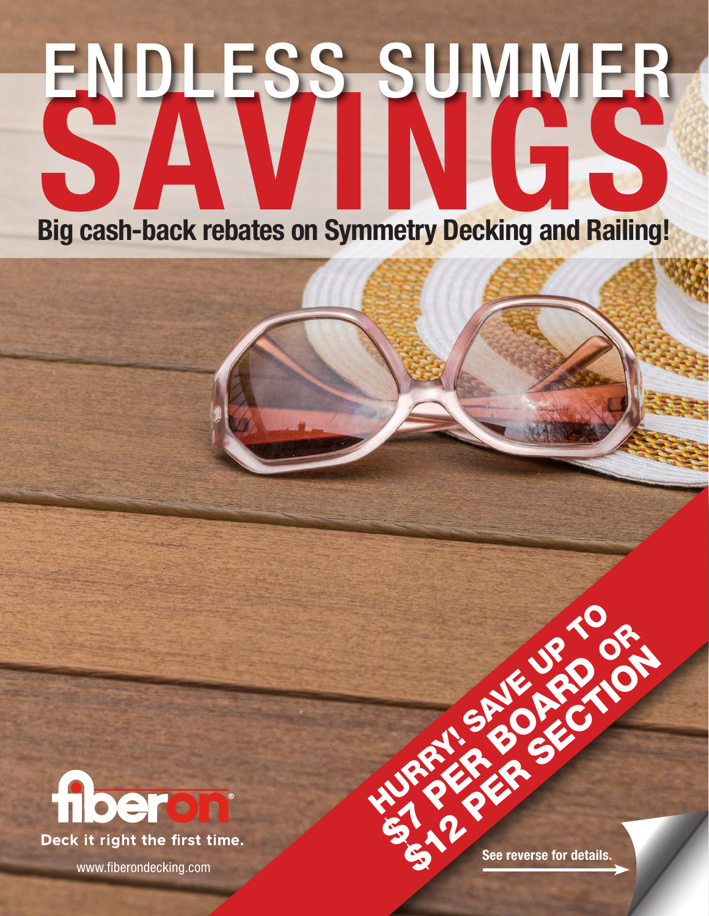# ENDLESS SUMMER SAVINGS

**Big cash-back rebates on Symmetry Decking and Railing!**

**HURRY! SAVE UP TO $7 PER BOARD OR $12 PER SECTION**

**See reverse for details.**

fiberon®

Deck it right the first time.

www.fiberondecking.com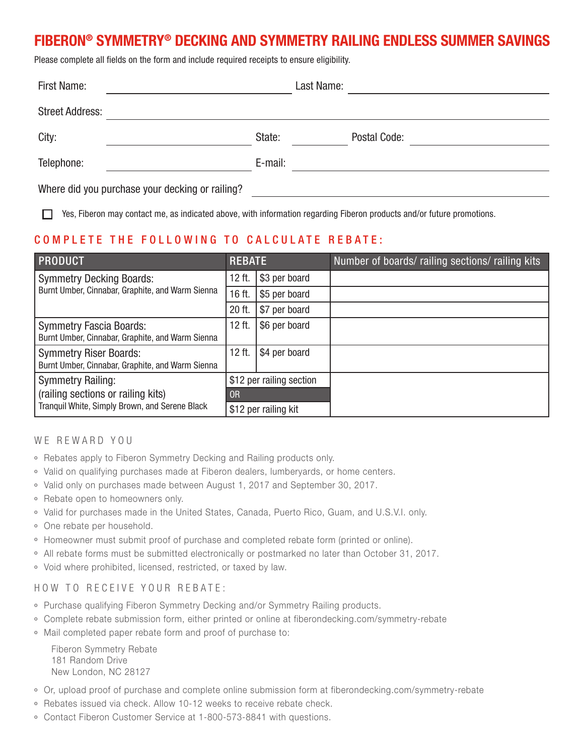# FIBERON® SYMMETRY® DECKING AND SYMMETRY RAILING ENDLESS SUMMER SAVINGS

Please complete all fields on the form and include required receipts to ensure eligibility.

First Name: ______________________ Last Name: ______________________

Street Address: ______________________

City: ______________ State: ________ Postal Code: ______________

Telephone: ______________ E-mail: ______________________

Where did you purchase your decking or railing? ______________________

☐ Yes, Fiberon may contact me, as indicated above, with information regarding Fiberon products and/or future promotions.

## COMPLETE THE FOLLOWING TO CALCULATE REBATE:

| PRODUCT | REBATE | | Number of boards/ railing sections/ railing kits |
|---|---|---|---|
| Symmetry Decking Boards: Burnt Umber, Cinnabar, Graphite, and Warm Sienna | 12 ft. | $3 per board | |
| | 16 ft. | $5 per board | |
| | 20 ft. | $7 per board | |
| Symmetry Fascia Boards: Burnt Umber, Cinnabar, Graphite, and Warm Sienna | 12 ft. | $6 per board | |
| Symmetry Riser Boards: Burnt Umber, Cinnabar, Graphite, and Warm Sienna | 12 ft. | $4 per board | |
| Symmetry Railing: (railing sections or railing kits) Tranquil White, Simply Brown, and Serene Black | $12 per railing section OR $12 per railing kit | | |

### WE REWARD YOU

- Rebates apply to Fiberon Symmetry Decking and Railing products only.
- Valid on qualifying purchases made at Fiberon dealers, lumberyards, or home centers.
- Valid only on purchases made between August 1, 2017 and September 30, 2017.
- Rebate open to homeowners only.
- Valid for purchases made in the United States, Canada, Puerto Rico, Guam, and U.S.V.I. only.
- One rebate per household.
- Homeowner must submit proof of purchase and completed rebate form (printed or online).
- All rebate forms must be submitted electronically or postmarked no later than October 31, 2017.
- Void where prohibited, licensed, restricted, or taxed by law.

### HOW TO RECEIVE YOUR REBATE:

- Purchase qualifying Fiberon Symmetry Decking and/or Symmetry Railing products.
- Complete rebate submission form, either printed or online at fiberondecking.com/symmetry-rebate
- Mail completed paper rebate form and proof of purchase to:

  Fiberon Symmetry Rebate
  181 Random Drive
  New London, NC 28127

- Or, upload proof of purchase and complete online submission form at fiberondecking.com/symmetry-rebate
- Rebates issued via check. Allow 10-12 weeks to receive rebate check.
- Contact Fiberon Customer Service at 1-800-573-8841 with questions.